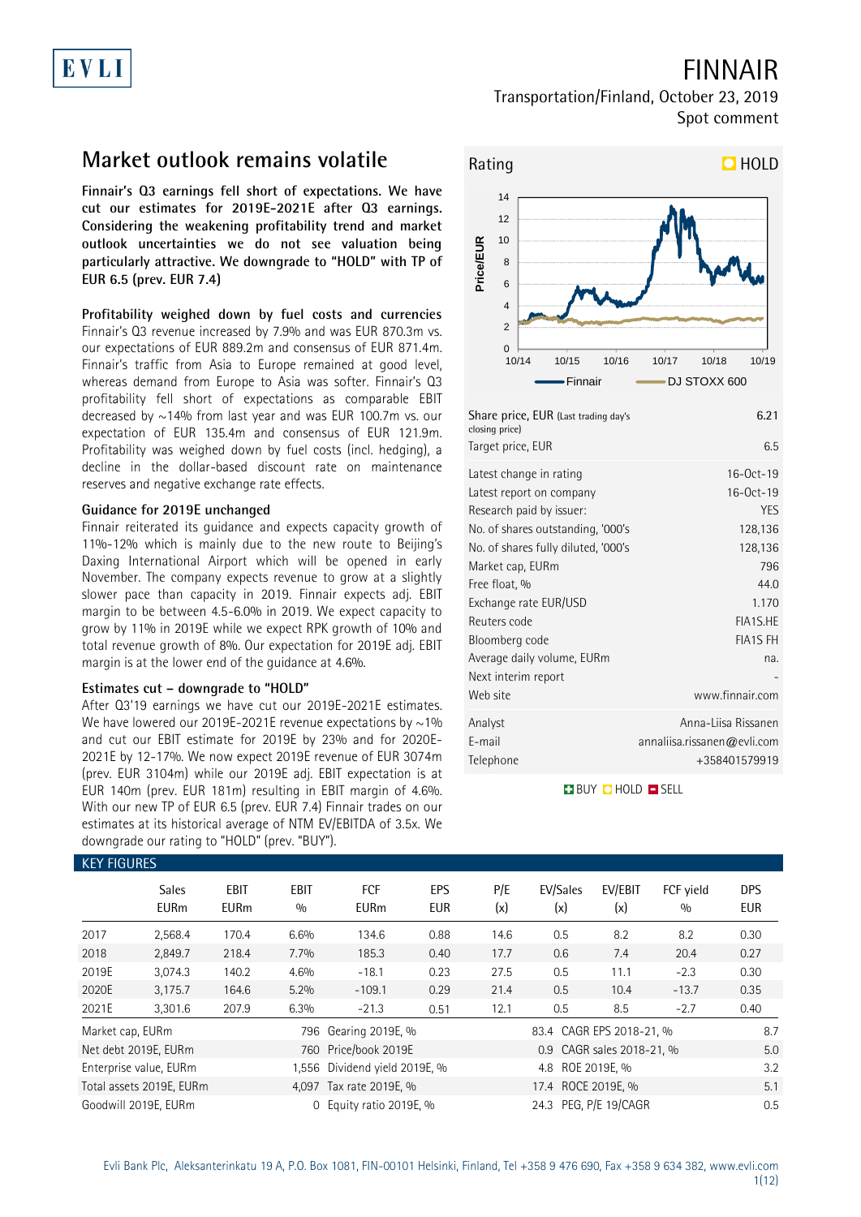# FINNAIR

Transportation/Finland, October 23, 2019
Spot comment

## Market outlook remains volatile

**Finnair's Q3 earnings fell short of expectations. We have cut our estimates for 2019E-2021E after Q3 earnings. Considering the weakening profitability trend and market outlook uncertainties we do not see valuation being particularly attractive. We downgrade to "HOLD" with TP of EUR 6.5 (prev. EUR 7.4)**

**Profitability weighed down by fuel costs and currencies**
Finnair's Q3 revenue increased by 7.9% and was EUR 870.3m vs. our expectations of EUR 889.2m and consensus of EUR 871.4m. Finnair's traffic from Asia to Europe remained at good level, whereas demand from Europe to Asia was softer. Finnair's Q3 profitability fell short of expectations as comparable EBIT decreased by ~14% from last year and was EUR 100.7m vs. our expectation of EUR 135.4m and consensus of EUR 121.9m. Profitability was weighed down by fuel costs (incl. hedging), a decline in the dollar-based discount rate on maintenance reserves and negative exchange rate effects.

### Guidance for 2019E unchanged

Finnair reiterated its guidance and expects capacity growth of 11%-12% which is mainly due to the new route to Beijing's Daxing International Airport which will be opened in early November. The company expects revenue to grow at a slightly slower pace than capacity in 2019. Finnair expects adj. EBIT margin to be between 4.5-6.0% in 2019. We expect capacity to grow by 11% in 2019E while we expect RPK growth of 10% and total revenue growth of 8%. Our expectation for 2019E adj. EBIT margin is at the lower end of the guidance at 4.6%.

### Estimates cut – downgrade to "HOLD"

After Q3'19 earnings we have cut our 2019E-2021E estimates. We have lowered our 2019E-2021E revenue expectations by ~1% and cut our EBIT estimate for 2019E by 23% and for 2020E-2021E by 12-17%. We now expect 2019E revenue of EUR 3074m (prev. EUR 3104m) while our 2019E adj. EBIT expectation is at EUR 140m (prev. EUR 181m) resulting in EBIT margin of 4.6%. With our new TP of EUR 6.5 (prev. EUR 7.4) Finnair trades on our estimates at its historical average of NTM EV/EBITDA of 3.5x. We downgrade our rating to "HOLD" (prev. "BUY").

**Rating: HOLD**

| | |
|---|---|
| Share price, EUR (Last trading day's closing price) | 6.21 |
| Target price, EUR | 6.5 |
| Latest change in rating | 16-Oct-19 |
| Latest report on company | 16-Oct-19 |
| Research paid by issuer: | YES |
| No. of shares outstanding, '000's | 128,136 |
| No. of shares fully diluted, '000's | 128,136 |
| Market cap, EURm | 796 |
| Free float, % | 44.0 |
| Exchange rate EUR/USD | 1.170 |
| Reuters code | FIA1S.HE |
| Bloomberg code | FIA1S FH |
| Average daily volume, EURm | na. |
| Next interim report | - |
| Web site | www.finnair.com |
| Analyst | Anna-Liisa Rissanen |
| E-mail | annaliisa.rissanen@evli.com |
| Telephone | +358401579919 |

BUY HOLD SELL

### KEY FIGURES

| | Sales EURm | EBIT EURm | EBIT % | FCF EURm | EPS EUR | P/E (x) | EV/Sales (x) | EV/EBIT (x) | FCF yield % | DPS EUR |
|---|---|---|---|---|---|---|---|---|---|---|
| 2017 | 2,568.4 | 170.4 | 6.6% | 134.6 | 0.88 | 14.6 | 0.5 | 8.2 | 8.2 | 0.30 |
| 2018 | 2,849.7 | 218.4 | 7.7% | 185.3 | 0.40 | 17.7 | 0.6 | 7.4 | 20.4 | 0.27 |
| 2019E | 3,074.3 | 140.2 | 4.6% | -18.1 | 0.23 | 27.5 | 0.5 | 11.1 | -2.3 | 0.30 |
| 2020E | 3,175.7 | 164.6 | 5.2% | -109.1 | 0.29 | 21.4 | 0.5 | 10.4 | -13.7 | 0.35 |
| 2021E | 3,301.6 | 207.9 | 6.3% | -21.3 | 0.51 | 12.1 | 0.5 | 8.5 | -2.7 | 0.40 |

| | | | | | |
|---|---|---|---|---|---|
| Market cap, EURm | 796 | Gearing 2019E, % | 83.4 | CAGR EPS 2018-21, % | 8.7 |
| Net debt 2019E, EURm | 760 | Price/book 2019E | 0.9 | CAGR sales 2018-21, % | 5.0 |
| Enterprise value, EURm | 1,556 | Dividend yield 2019E, % | 4.8 | ROE 2019E, % | 3.2 |
| Total assets 2019E, EURm | 4,097 | Tax rate 2019E, % | 17.4 | ROCE 2019E, % | 5.1 |
| Goodwill 2019E, EURm | 0 | Equity ratio 2019E, % | 24.3 | PEG, P/E 19/CAGR | 0.5 |

Evli Bank Plc, Aleksanterinkatu 19 A, P.O. Box 1081, FIN-00101 Helsinki, Finland, Tel +358 9 476 690, Fax +358 9 634 382, www.evli.com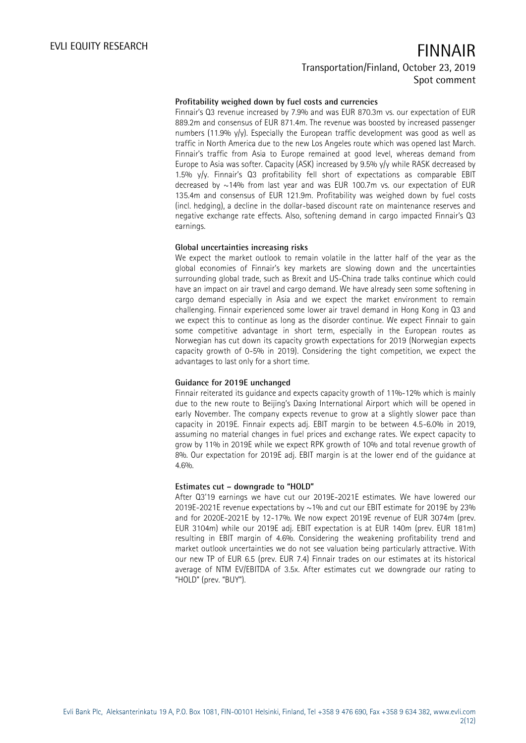**Profitability weighed down by fuel costs and currencies**

Finnair's Q3 revenue increased by 7.9% and was EUR 870.3m vs. our expectation of EUR 889.2m and consensus of EUR 871.4m. The revenue was boosted by increased passenger numbers (11.9% y/y). Especially the European traffic development was good as well as traffic in North America due to the new Los Angeles route which was opened last March. Finnair's traffic from Asia to Europe remained at good level, whereas demand from Europe to Asia was softer. Capacity (ASK) increased by 9.5% y/y while RASK decreased by 1.5% y/y. Finnair's Q3 profitability fell short of expectations as comparable EBIT decreased by ~14% from last year and was EUR 100.7m vs. our expectation of EUR 135.4m and consensus of EUR 121.9m. Profitability was weighed down by fuel costs (incl. hedging), a decline in the dollar-based discount rate on maintenance reserves and negative exchange rate effects. Also, softening demand in cargo impacted Finnair's Q3 earnings.

**Global uncertainties increasing risks**

We expect the market outlook to remain volatile in the latter half of the year as the global economies of Finnair's key markets are slowing down and the uncertainties surrounding global trade, such as Brexit and US-China trade talks continue which could have an impact on air travel and cargo demand. We have already seen some softening in cargo demand especially in Asia and we expect the market environment to remain challenging. Finnair experienced some lower air travel demand in Hong Kong in Q3 and we expect this to continue as long as the disorder continue. We expect Finnair to gain some competitive advantage in short term, especially in the European routes as Norwegian has cut down its capacity growth expectations for 2019 (Norwegian expects capacity growth of 0-5% in 2019). Considering the tight competition, we expect the advantages to last only for a short time.

**Guidance for 2019E unchanged**

Finnair reiterated its guidance and expects capacity growth of 11%-12% which is mainly due to the new route to Beijing's Daxing International Airport which will be opened in early November. The company expects revenue to grow at a slightly slower pace than capacity in 2019E. Finnair expects adj. EBIT margin to be between 4.5-6.0% in 2019, assuming no material changes in fuel prices and exchange rates. We expect capacity to grow by 11% in 2019E while we expect RPK growth of 10% and total revenue growth of 8%. Our expectation for 2019E adj. EBIT margin is at the lower end of the guidance at 4.6%.

**Estimates cut – downgrade to "HOLD"**

After Q3'19 earnings we have cut our 2019E-2021E estimates. We have lowered our 2019E-2021E revenue expectations by ~1% and cut our EBIT estimate for 2019E by 23% and for 2020E-2021E by 12-17%. We now expect 2019E revenue of EUR 3074m (prev. EUR 3104m) while our 2019E adj. EBIT expectation is at EUR 140m (prev. EUR 181m) resulting in EBIT margin of 4.6%. Considering the weakening profitability trend and market outlook uncertainties we do not see valuation being particularly attractive. With our new TP of EUR 6.5 (prev. EUR 7.4) Finnair trades on our estimates at its historical average of NTM EV/EBITDA of 3.5x. After estimates cut we downgrade our rating to "HOLD" (prev. "BUY").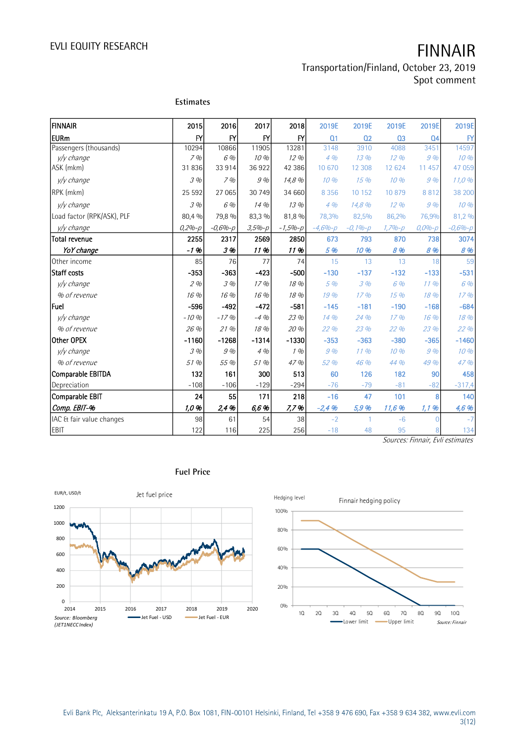# FINNAIR

Transportation/Finland, October 23, 2019
Spot comment

## Estimates

| FINNAIR | 2015 | 2016 | 2017 | 2018 | 2019E | 2019E | 2019E | 2019E | 2019E |
|---|---|---|---|---|---|---|---|---|---|
| EURm | FY | FY | FY | FY | Q1 | Q2 | Q3 | Q4 | FY |
| Passengers (thousands) | 10294 | 10866 | 11905 | 13281 | 3148 | 3910 | 4088 | 3451 | 14597 |
| *y/y change* | *7 %* | *6 %* | *10 %* | *12 %* | *4 %* | *13 %* | *12 %* | *9 %* | *10 %* |
| ASK (mkm) | 31 836 | 33 914 | 36 922 | 42 386 | 10 670 | 12 308 | 12 624 | 11 457 | 47 059 |
| *y/y change* | *3 %* | *7 %* | *9 %* | *14,8 %* | *10 %* | *15 %* | *10 %* | *9 %* | *11,0 %* |
| RPK (mkm) | 25 592 | 27 065 | 30 749 | 34 660 | 8 356 | 10 152 | 10 879 | 8 812 | 38 200 |
| *y/y change* | *3 %* | *6 %* | *14 %* | *13 %* | *4 %* | *14,8 %* | *12 %* | *9 %* | *10 %* |
| Load factor (RPK/ASK), PLF | 80,4 % | 79,8 % | 83,3 % | 81,8 % | 78,3% | 82,5% | 86,2% | 76,9% | 81,2 % |
| *y/y change* | *0,2%-p* | *-0,6%-p* | *3,5%-p* | *-1,5%-p* | *-4,6%-p* | *-0,1%-p* | *1,7%-p* | *0,0%-p* | *-0,6%-p* |
| **Total revenue** | **2255** | **2317** | **2569** | **2850** | **673** | **793** | **870** | **738** | **3074** |
| ***YoY change*** | ***-1 %*** | ***3 %*** | ***11 %*** | ***11 %*** | ***5 %*** | ***10 %*** | ***8 %*** | ***8 %*** | ***8 %*** |
| Other income | 85 | 76 | 77 | 74 | 15 | 13 | 13 | 18 | 59 |
| **Staff costs** | **-353** | **-363** | **-423** | **-500** | **-130** | **-137** | **-132** | **-133** | **-531** |
| *y/y change* | *2 %* | *3 %* | *17 %* | *18 %* | *5 %* | *3 %* | *6 %* | *11 %* | *6 %* |
| *% of revenue* | *16 %* | *16 %* | *16 %* | *18 %* | *19 %* | *17 %* | *15 %* | *18 %* | *17 %* |
| **Fuel** | **-596** | **-492** | **-472** | **-581** | **-145** | **-181** | **-190** | **-168** | **-684** |
| *y/y change* | *-10 %* | *-17 %* | *-4 %* | *23 %* | *14 %* | *24 %* | *17 %* | *16 %* | *18 %* |
| *% of revenue* | *26 %* | *21 %* | *18 %* | *20 %* | *22 %* | *23 %* | *22 %* | *23 %* | *22 %* |
| **Other OPEX** | **-1160** | **-1268** | **-1314** | **-1330** | **-353** | **-363** | **-380** | **-365** | **-1460** |
| *y/y change* | *3 %* | *9 %* | *4 %* | *1 %* | *9 %* | *11 %* | *10 %* | *9 %* | *10 %* |
| *% of revenue* | *51 %* | *55 %* | *51 %* | *47 %* | *52 %* | *46 %* | *44 %* | *49 %* | *47 %* |
| **Comparable EBITDA** | **132** | **161** | **300** | **513** | **60** | **126** | **182** | **90** | **458** |
| Depreciation | -108 | -106 | -129 | -294 | -76 | -79 | -81 | -82 | -317,4 |
| **Comparable EBIT** | **24** | **55** | **171** | **218** | **-16** | **47** | **101** | **8** | **140** |
| ***Comp. EBIT-%*** | ***1,0 %*** | ***2,4 %*** | ***6,6 %*** | ***7,7 %*** | ***-2,4 %*** | ***5,9 %*** | ***11,6 %*** | ***1,1 %*** | ***4,6 %*** |
| IAC & fair value changes | 98 | 61 | 54 | 38 | -2 | 1 | -6 | 0 | -7 |
| EBIT | 122 | 116 | 225 | 256 | -18 | 48 | 95 | 8 | 134 |

*Sources: Finnair, Evli estimates*

## Fuel Price

Source: Bloomberg (JET1NECC Index)

Source: Finnair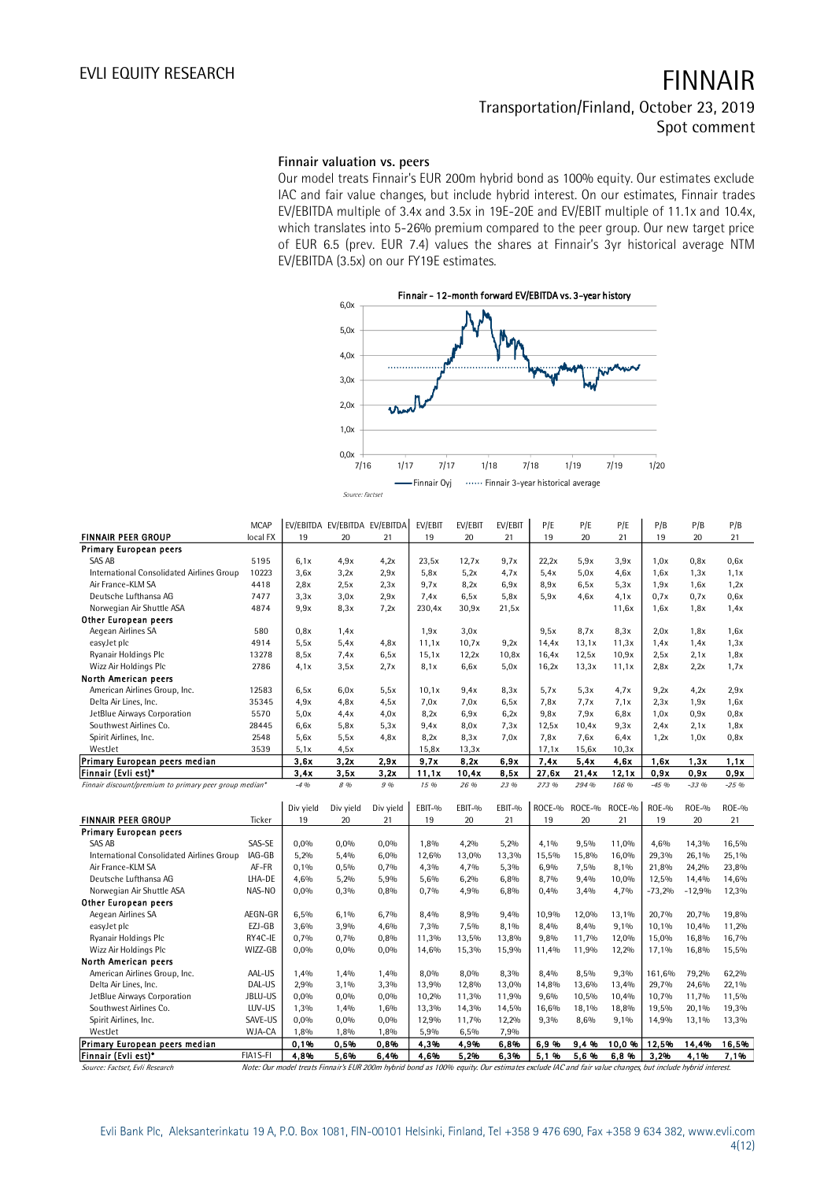## Finnair valuation vs. peers

Our model treats Finnair's EUR 200m hybrid bond as 100% equity. Our estimates exclude IAC and fair value changes, but include hybrid interest. On our estimates, Finnair trades EV/EBITDA multiple of 3.4x and 3.5x in 19E-20E and EV/EBIT multiple of 11.1x and 10.4x, which translates into 5-26% premium compared to the peer group. Our new target price of EUR 6.5 (prev. EUR 7.4) values the shares at Finnair's 3yr historical average NTM EV/EBITDA (3.5x) on our FY19E estimates.

Finnair - 12-month forward EV/EBITDA vs. 3-year history

Source: Factset

| FINNAIR PEER GROUP | MCAP local FX | EV/EBITDA 19 | EV/EBITDA 20 | EV/EBITDA 21 | EV/EBIT 19 | EV/EBIT 20 | EV/EBIT 21 | P/E 19 | P/E 20 | P/E 21 | P/B 19 | P/B 20 | P/B 21 |
|---|---|---|---|---|---|---|---|---|---|---|---|---|---|
| **Primary European peers** | | | | | | | | | | | | | |
| SAS AB | 5195 | 6,1x | 4,9x | 4,2x | 23,5x | 12,7x | 9,7x | 22,2x | 5,9x | 3,9x | 1,0x | 0,8x | 0,6x |
| International Consolidated Airlines Group | 10223 | 3,6x | 3,2x | 2,9x | 5,8x | 5,2x | 4,7x | 5,4x | 5,0x | 4,6x | 1,6x | 1,3x | 1,1x |
| Air France-KLM SA | 4418 | 2,8x | 2,5x | 2,3x | 9,7x | 8,2x | 6,9x | 8,9x | 6,5x | 5,3x | 1,9x | 1,6x | 1,2x |
| Deutsche Lufthansa AG | 7477 | 3,3x | 3,0x | 2,9x | 7,4x | 6,5x | 5,8x | 5,9x | 4,6x | 4,1x | 0,7x | 0,7x | 0,6x |
| Norwegian Air Shuttle ASA | 4874 | 9,9x | 8,3x | 7,2x | 230,4x | 30,9x | 21,5x | | | 11,6x | 1,6x | 1,8x | 1,4x |
| **Other European peers** | | | | | | | | | | | | | |
| Aegean Airlines SA | 580 | 0,8x | 1,4x | | 1,9x | 3,0x | | 9,5x | 8,7x | 8,3x | 2,0x | 1,8x | 1,6x |
| easyJet plc | 4914 | 5,5x | 5,4x | 4,8x | 11,1x | 10,7x | 9,2x | 14,4x | 13,1x | 11,3x | 1,4x | 1,4x | 1,3x |
| Ryanair Holdings Plc | 13278 | 8,5x | 7,4x | 6,5x | 15,1x | 12,2x | 10,8x | 16,4x | 12,5x | 10,9x | 2,5x | 2,1x | 1,8x |
| Wizz Air Holdings Plc | 2786 | 4,1x | 3,5x | 2,7x | 8,1x | 6,6x | 5,0x | 16,2x | 13,3x | 11,1x | 2,8x | 2,2x | 1,7x |
| **North American peers** | | | | | | | | | | | | | |
| American Airlines Group, Inc. | 12583 | 6,5x | 6,0x | 5,5x | 10,1x | 9,4x | 8,3x | 5,7x | 5,3x | 4,7x | 9,2x | 4,2x | 2,9x |
| Delta Air Lines, Inc. | 35345 | 4,9x | 4,8x | 4,5x | 7,0x | 7,0x | 6,5x | 7,8x | 7,7x | 7,1x | 2,3x | 1,9x | 1,6x |
| JetBlue Airways Corporation | 5570 | 5,0x | 4,4x | 4,0x | 8,2x | 6,9x | 6,2x | 9,8x | 7,9x | 6,8x | 1,0x | 0,9x | 0,8x |
| Southwest Airlines Co. | 28445 | 6,6x | 5,8x | 5,3x | 9,4x | 8,0x | 7,3x | 12,5x | 10,4x | 9,3x | 2,4x | 2,1x | 1,8x |
| Spirit Airlines, Inc. | 2548 | 5,6x | 5,5x | 4,8x | 8,2x | 8,3x | 7,0x | 7,8x | 7,6x | 6,4x | 1,2x | 1,0x | 0,8x |
| WestJet | 3539 | 5,1x | 4,5x | | 15,8x | 13,3x | | 17,1x | 15,6x | 10,3x | | | |
| **Primary European peers median** | | **3,6x** | **3,2x** | **2,9x** | **9,7x** | **8,2x** | **6,9x** | **7,4x** | **5,4x** | **4,6x** | **1,6x** | **1,3x** | **1,1x** |
| **Finnair (Evli est)*** | | **3,4x** | **3,5x** | **3,2x** | **11,1x** | **10,4x** | **8,5x** | **27,6x** | **21,4x** | **12,1x** | **0,9x** | **0,9x** | **0,9x** |
| *Finnair discount/premium to primary peer group median** | | *-4 %* | *8 %* | *9 %* | *15 %* | *26 %* | *23 %* | *273 %* | *294 %* | *166 %* | *-45 %* | *-33 %* | *-25 %* |

| FINNAIR PEER GROUP | Ticker | Div yield 19 | Div yield 20 | Div yield 21 | EBIT-% 19 | EBIT-% 20 | EBIT-% 21 | ROCE-% 19 | ROCE-% 20 | ROCE-% 21 | ROE-% 19 | ROE-% 20 | ROE-% 21 |
|---|---|---|---|---|---|---|---|---|---|---|---|---|---|
| **Primary European peers** | | | | | | | | | | | | | |
| SAS AB | SAS-SE | 0,0% | 0,0% | 0,0% | 1,8% | 4,2% | 5,2% | 4,1% | 9,5% | 11,0% | 4,6% | 14,3% | 16,5% |
| International Consolidated Airlines Group | IAG-GB | 5,2% | 5,4% | 6,0% | 12,6% | 13,0% | 13,3% | 15,5% | 15,8% | 16,0% | 29,3% | 26,1% | 25,1% |
| Air France-KLM SA | AF-FR | 0,1% | 0,5% | 0,7% | 4,3% | 4,7% | 5,3% | 6,9% | 7,5% | 8,1% | 21,8% | 24,2% | 23,8% |
| Deutsche Lufthansa AG | LHA-DE | 4,6% | 5,2% | 5,9% | 5,6% | 6,2% | 6,8% | 8,7% | 9,4% | 10,0% | 12,5% | 14,4% | 14,6% |
| Norwegian Air Shuttle ASA | NAS-NO | 0,0% | 0,3% | 0,8% | 0,7% | 4,9% | 6,8% | 0,4% | 3,4% | 4,7% | -73,2% | -12,9% | 12,3% |
| **Other European peers** | | | | | | | | | | | | | |
| Aegean Airlines SA | AEGN-GR | 6,5% | 6,1% | 6,7% | 8,4% | 8,9% | 9,4% | 10,9% | 12,0% | 13,1% | 20,7% | 20,7% | 19,8% |
| easyJet plc | EZJ-GB | 3,6% | 3,9% | 4,6% | 7,3% | 7,5% | 8,1% | 8,4% | 8,4% | 9,1% | 10,1% | 10,4% | 11,2% |
| Ryanair Holdings Plc | RY4C-IE | 0,7% | 0,7% | 0,8% | 11,3% | 13,5% | 13,8% | 9,8% | 11,7% | 12,0% | 15,0% | 16,8% | 16,7% |
| Wizz Air Holdings Plc | WIZZ-GB | 0,0% | 0,0% | 0,0% | 14,6% | 15,3% | 15,9% | 11,4% | 11,9% | 12,2% | 17,1% | 16,8% | 15,5% |
| **North American peers** | | | | | | | | | | | | | |
| American Airlines Group, Inc. | AAL-US | 1,4% | 1,4% | 1,4% | 8,0% | 8,0% | 8,3% | 8,4% | 8,5% | 9,3% | 161,6% | 79,2% | 62,2% |
| Delta Air Lines, Inc. | DAL-US | 2,9% | 3,1% | 3,3% | 13,9% | 12,8% | 13,0% | 14,8% | 13,6% | 13,4% | 29,7% | 24,6% | 22,1% |
| JetBlue Airways Corporation | JBLU-US | 0,0% | 0,0% | 0,0% | 10,2% | 11,3% | 11,9% | 9,6% | 10,5% | 10,4% | 10,7% | 11,7% | 11,5% |
| Southwest Airlines Co. | LUV-US | 1,3% | 1,4% | 1,6% | 13,3% | 14,3% | 14,5% | 16,6% | 18,1% | 18,8% | 19,5% | 20,1% | 19,3% |
| Spirit Airlines, Inc. | SAVE-US | 0,0% | 0,0% | 0,0% | 12,9% | 11,7% | 12,2% | 9,3% | 8,6% | 9,1% | 14,9% | 13,1% | 13,3% |
| WestJet | WJA-CA | 1,8% | 1,8% | 1,8% | 5,9% | 6,5% | 7,9% | | | | | | |
| **Primary European peers median** | | **0,1%** | **0,5%** | **0,8%** | **4,3%** | **4,9%** | **6,8%** | **6,9 %** | **9,4 %** | **10,0 %** | **12,5%** | **14,4%** | **16,5%** |
| **Finnair (Evli est)*** | **FIA1S-FI** | **4,8%** | **5,6%** | **6,4%** | **4,6%** | **5,2%** | **6,3%** | **5,1 %** | **5,6 %** | **6,8 %** | **3,2%** | **4,1%** | **7,1%** |

*Source: Factset, Evli Research*

*Note: Our model treats Finnair's EUR 200m hybrid bond as 100% equity. Our estimates exclude IAC and fair value changes, but include hybrid interest.*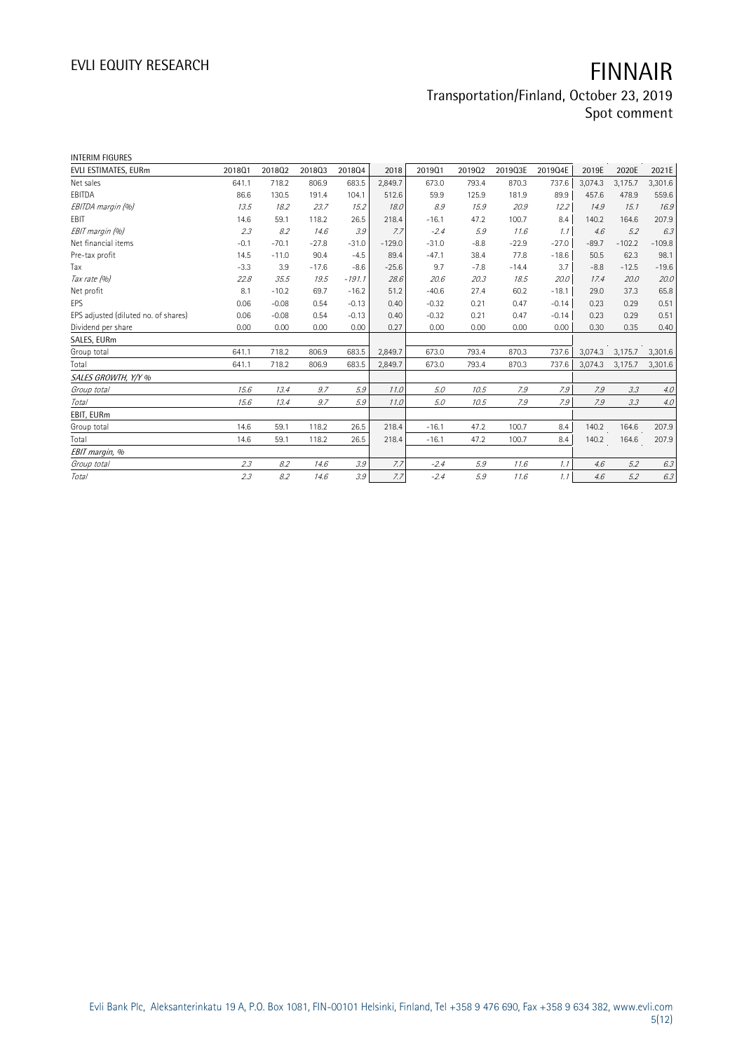INTERIM FIGURES

| EVLI ESTIMATES, EURm | 2018Q1 | 2018Q2 | 2018Q3 | 2018Q4 | 2018 | 2019Q1 | 2019Q2 | 2019Q3E | 2019Q4E | 2019E | 2020E | 2021E |
|---|---|---|---|---|---|---|---|---|---|---|---|---|
| Net sales | 641.1 | 718.2 | 806.9 | 683.5 | 2,849.7 | 673.0 | 793.4 | 870.3 | 737.6 | 3,074.3 | 3,175.7 | 3,301.6 |
| EBITDA | 86.6 | 130.5 | 191.4 | 104.1 | 512.6 | 59.9 | 125.9 | 181.9 | 89.9 | 457.6 | 478.9 | 559.6 |
| *EBITDA margin (%)* | *13.5* | *18.2* | *23.7* | *15.2* | *18.0* | *8.9* | *15.9* | *20.9* | *12.2* | *14.9* | *15.1* | *16.9* |
| EBIT | 14.6 | 59.1 | 118.2 | 26.5 | 218.4 | -16.1 | 47.2 | 100.7 | 8.4 | 140.2 | 164.6 | 207.9 |
| *EBIT margin (%)* | *2.3* | *8.2* | *14.6* | *3.9* | *7.7* | *-2.4* | *5.9* | *11.6* | *1.1* | *4.6* | *5.2* | *6.3* |
| Net financial items | -0.1 | -70.1 | -27.8 | -31.0 | -129.0 | -31.0 | -8.8 | -22.9 | -27.0 | -89.7 | -102.2 | -109.8 |
| Pre-tax profit | 14.5 | -11.0 | 90.4 | -4.5 | 89.4 | -47.1 | 38.4 | 77.8 | -18.6 | 50.5 | 62.3 | 98.1 |
| Tax | -3.3 | 3.9 | -17.6 | -8.6 | -25.6 | 9.7 | -7.8 | -14.4 | 3.7 | -8.8 | -12.5 | -19.6 |
| *Tax rate (%)* | *22.8* | *35.5* | *19.5* | *-191.1* | *28.6* | *20.6* | *20.3* | *18.5* | *20.0* | *17.4* | *20.0* | *20.0* |
| Net profit | 8.1 | -10.2 | 69.7 | -16.2 | 51.2 | -40.6 | 27.4 | 60.2 | -18.1 | 29.0 | 37.3 | 65.8 |
| EPS | 0.06 | -0.08 | 0.54 | -0.13 | 0.40 | -0.32 | 0.21 | 0.47 | -0.14 | 0.23 | 0.29 | 0.51 |
| EPS adjusted (diluted no. of shares) | 0.06 | -0.08 | 0.54 | -0.13 | 0.40 | -0.32 | 0.21 | 0.47 | -0.14 | 0.23 | 0.29 | 0.51 |
| Dividend per share | 0.00 | 0.00 | 0.00 | 0.00 | 0.27 | 0.00 | 0.00 | 0.00 | 0.00 | 0.30 | 0.35 | 0.40 |
| SALES, EURm | | | | | | | | | | | | |
| Group total | 641.1 | 718.2 | 806.9 | 683.5 | 2,849.7 | 673.0 | 793.4 | 870.3 | 737.6 | 3,074.3 | 3,175.7 | 3,301.6 |
| Total | 641.1 | 718.2 | 806.9 | 683.5 | 2,849.7 | 673.0 | 793.4 | 870.3 | 737.6 | 3,074.3 | 3,175.7 | 3,301.6 |
| *SALES GROWTH, Y/Y %* | | | | | | | | | | | | |
| *Group total* | *15.6* | *13.4* | *9.7* | *5.9* | *11.0* | *5.0* | *10.5* | *7.9* | *7.9* | *7.9* | *3.3* | *4.0* |
| *Total* | *15.6* | *13.4* | *9.7* | *5.9* | *11.0* | *5.0* | *10.5* | *7.9* | *7.9* | *7.9* | *3.3* | *4.0* |
| EBIT, EURm | | | | | | | | | | | | |
| Group total | 14.6 | 59.1 | 118.2 | 26.5 | 218.4 | -16.1 | 47.2 | 100.7 | 8.4 | 140.2 | 164.6 | 207.9 |
| Total | 14.6 | 59.1 | 118.2 | 26.5 | 218.4 | -16.1 | 47.2 | 100.7 | 8.4 | 140.2 | 164.6 | 207.9 |
| *EBIT margin, %* | | | | | | | | | | | | |
| *Group total* | *2.3* | *8.2* | *14.6* | *3.9* | *7.7* | *-2.4* | *5.9* | *11.6* | *1.1* | *4.6* | *5.2* | *6.3* |
| *Total* | *2.3* | *8.2* | *14.6* | *3.9* | *7.7* | *-2.4* | *5.9* | *11.6* | *1.1* | *4.6* | *5.2* | *6.3* |

Evli Bank Plc, Aleksanterinkatu 19 A, P.O. Box 1081, FIN-00101 Helsinki, Finland, Tel +358 9 476 690, Fax +358 9 634 382, www.evli.com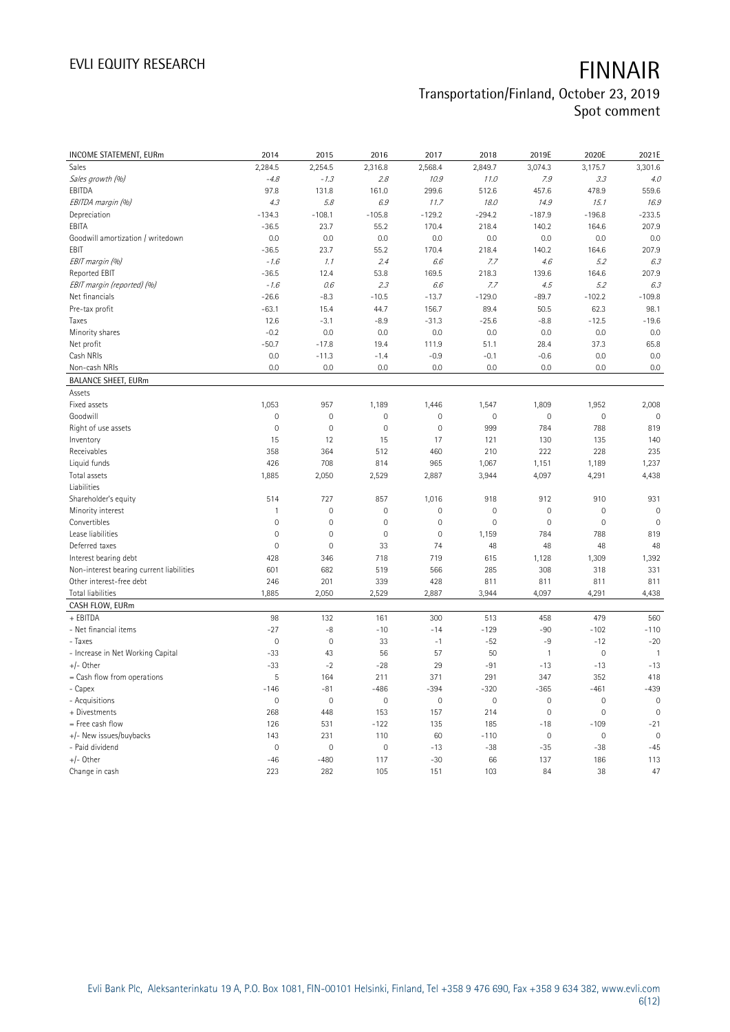| INCOME STATEMENT, EURm | 2014 | 2015 | 2016 | 2017 | 2018 | 2019E | 2020E | 2021E |
|---|---|---|---|---|---|---|---|---|
| Sales | 2,284.5 | 2,254.5 | 2,316.8 | 2,568.4 | 2,849.7 | 3,074.3 | 3,175.7 | 3,301.6 |
| *Sales growth (%)* | *-4.8* | *-1.3* | *2.8* | *10.9* | *11.0* | *7.9* | *3.3* | *4.0* |
| EBITDA | 97.8 | 131.8 | 161.0 | 299.6 | 512.6 | 457.6 | 478.9 | 559.6 |
| *EBITDA margin (%)* | *4.3* | *5.8* | *6.9* | *11.7* | *18.0* | *14.9* | *15.1* | *16.9* |
| Depreciation | -134.3 | -108.1 | -105.8 | -129.2 | -294.2 | -187.9 | -196.8 | -233.5 |
| EBITA | -36.5 | 23.7 | 55.2 | 170.4 | 218.4 | 140.2 | 164.6 | 207.9 |
| Goodwill amortization / writedown | 0.0 | 0.0 | 0.0 | 0.0 | 0.0 | 0.0 | 0.0 | 0.0 |
| EBIT | -36.5 | 23.7 | 55.2 | 170.4 | 218.4 | 140.2 | 164.6 | 207.9 |
| *EBIT margin (%)* | *-1.6* | *1.1* | *2.4* | *6.6* | *7.7* | *4.6* | *5.2* | *6.3* |
| Reported EBIT | -36.5 | 12.4 | 53.8 | 169.5 | 218.3 | 139.6 | 164.6 | 207.9 |
| *EBIT margin (reported) (%)* | *-1.6* | *0.6* | *2.3* | *6.6* | *7.7* | *4.5* | *5.2* | *6.3* |
| Net financials | -26.6 | -8.3 | -10.5 | -13.7 | -129.0 | -89.7 | -102.2 | -109.8 |
| Pre-tax profit | -63.1 | 15.4 | 44.7 | 156.7 | 89.4 | 50.5 | 62.3 | 98.1 |
| Taxes | 12.6 | -3.1 | -8.9 | -31.3 | -25.6 | -8.8 | -12.5 | -19.6 |
| Minority shares | -0.2 | 0.0 | 0.0 | 0.0 | 0.0 | 0.0 | 0.0 | 0.0 |
| Net profit | -50.7 | -17.8 | 19.4 | 111.9 | 51.1 | 28.4 | 37.3 | 65.8 |
| Cash NRIs | 0.0 | -11.3 | -1.4 | -0.9 | -0.1 | -0.6 | 0.0 | 0.0 |
| Non-cash NRIs | 0.0 | 0.0 | 0.0 | 0.0 | 0.0 | 0.0 | 0.0 | 0.0 |
| **BALANCE SHEET, EURm** | | | | | | | | |
| Assets | | | | | | | | |
| Fixed assets | 1,053 | 957 | 1,189 | 1,446 | 1,547 | 1,809 | 1,952 | 2,008 |
| Goodwill | 0 | 0 | 0 | 0 | 0 | 0 | 0 | 0 |
| Right of use assets | 0 | 0 | 0 | 0 | 999 | 784 | 788 | 819 |
| Inventory | 15 | 12 | 15 | 17 | 121 | 130 | 135 | 140 |
| Receivables | 358 | 364 | 512 | 460 | 210 | 222 | 228 | 235 |
| Liquid funds | 426 | 708 | 814 | 965 | 1,067 | 1,151 | 1,189 | 1,237 |
| Total assets | 1,885 | 2,050 | 2,529 | 2,887 | 3,944 | 4,097 | 4,291 | 4,438 |
| Liabilities | | | | | | | | |
| Shareholder's equity | 514 | 727 | 857 | 1,016 | 918 | 912 | 910 | 931 |
| Minority interest | 1 | 0 | 0 | 0 | 0 | 0 | 0 | 0 |
| Convertibles | 0 | 0 | 0 | 0 | 0 | 0 | 0 | 0 |
| Lease liabilities | 0 | 0 | 0 | 0 | 1,159 | 784 | 788 | 819 |
| Deferred taxes | 0 | 0 | 33 | 74 | 48 | 48 | 48 | 48 |
| Interest bearing debt | 428 | 346 | 718 | 719 | 615 | 1,128 | 1,309 | 1,392 |
| Non-interest bearing current liabilities | 601 | 682 | 519 | 566 | 285 | 308 | 318 | 331 |
| Other interest-free debt | 246 | 201 | 339 | 428 | 811 | 811 | 811 | 811 |
| Total liabilities | 1,885 | 2,050 | 2,529 | 2,887 | 3,944 | 4,097 | 4,291 | 4,438 |
| **CASH FLOW, EURm** | | | | | | | | |
| + EBITDA | 98 | 132 | 161 | 300 | 513 | 458 | 479 | 560 |
| - Net financial items | -27 | -8 | -10 | -14 | -129 | -90 | -102 | -110 |
| - Taxes | 0 | 0 | 33 | -1 | -52 | -9 | -12 | -20 |
| - Increase in Net Working Capital | -33 | 43 | 56 | 57 | 50 | 1 | 0 | 1 |
| +/- Other | -33 | -2 | -28 | 29 | -91 | -13 | -13 | -13 |
| = Cash flow from operations | 5 | 164 | 211 | 371 | 291 | 347 | 352 | 418 |
| - Capex | -146 | -81 | -486 | -394 | -320 | -365 | -461 | -439 |
| - Acquisitions | 0 | 0 | 0 | 0 | 0 | 0 | 0 | 0 |
| + Divestments | 268 | 448 | 153 | 157 | 214 | 0 | 0 | 0 |
| = Free cash flow | 126 | 531 | -122 | 135 | 185 | -18 | -109 | -21 |
| +/- New issues/buybacks | 143 | 231 | 110 | 60 | -110 | 0 | 0 | 0 |
| - Paid dividend | 0 | 0 | 0 | -13 | -38 | -35 | -38 | -45 |
| +/- Other | -46 | -480 | 117 | -30 | 66 | 137 | 186 | 113 |
| Change in cash | 223 | 282 | 105 | 151 | 103 | 84 | 38 | 47 |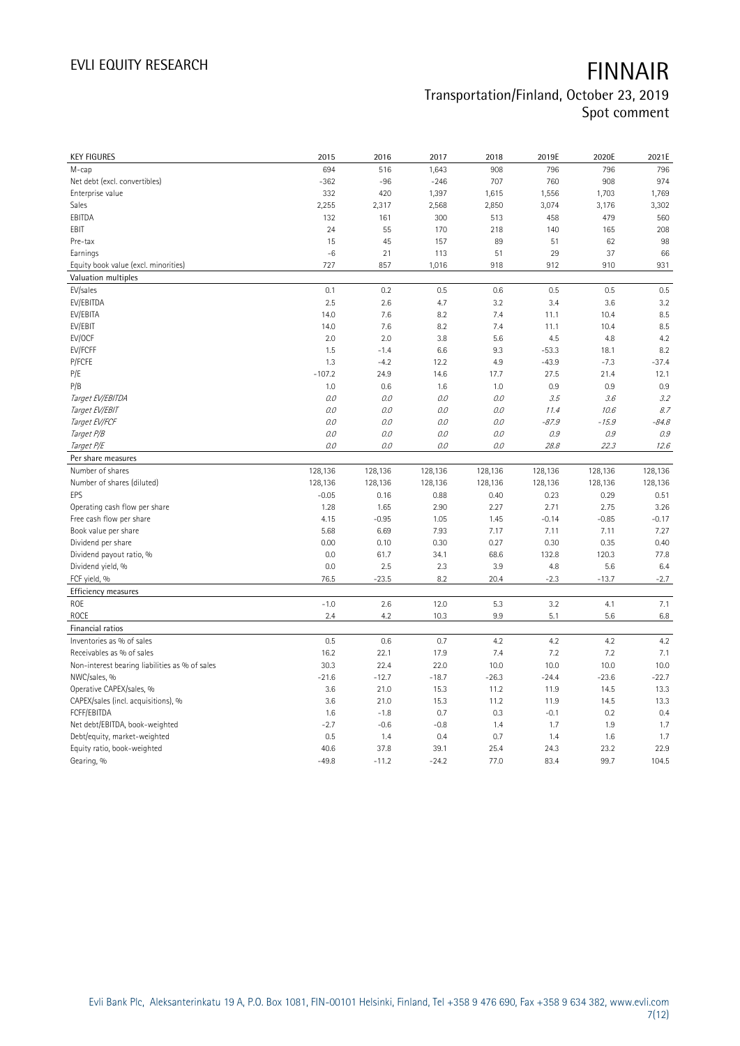# FINNAIR

## Transportation/Finland, October 23, 2019
## Spot comment

| KEY FIGURES | 2015 | 2016 | 2017 | 2018 | 2019E | 2020E | 2021E |
|---|---|---|---|---|---|---|---|
| M-cap | 694 | 516 | 1,643 | 908 | 796 | 796 | 796 |
| Net debt (excl. convertibles) | -362 | -96 | -246 | 707 | 760 | 908 | 974 |
| Enterprise value | 332 | 420 | 1,397 | 1,615 | 1,556 | 1,703 | 1,769 |
| Sales | 2,255 | 2,317 | 2,568 | 2,850 | 3,074 | 3,176 | 3,302 |
| EBITDA | 132 | 161 | 300 | 513 | 458 | 479 | 560 |
| EBIT | 24 | 55 | 170 | 218 | 140 | 165 | 208 |
| Pre-tax | 15 | 45 | 157 | 89 | 51 | 62 | 98 |
| Earnings | -6 | 21 | 113 | 51 | 29 | 37 | 66 |
| Equity book value (excl. minorities) | 727 | 857 | 1,016 | 918 | 912 | 910 | 931 |
| **Valuation multiples** | | | | | | | |
| EV/sales | 0.1 | 0.2 | 0.5 | 0.6 | 0.5 | 0.5 | 0.5 |
| EV/EBITDA | 2.5 | 2.6 | 4.7 | 3.2 | 3.4 | 3.6 | 3.2 |
| EV/EBITA | 14.0 | 7.6 | 8.2 | 7.4 | 11.1 | 10.4 | 8.5 |
| EV/EBIT | 14.0 | 7.6 | 8.2 | 7.4 | 11.1 | 10.4 | 8.5 |
| EV/OCF | 2.0 | 2.0 | 3.8 | 5.6 | 4.5 | 4.8 | 4.2 |
| EV/FCFF | 1.5 | -1.4 | 6.6 | 9.3 | -53.3 | 18.1 | 8.2 |
| P/FCFE | 1.3 | -4.2 | 12.2 | 4.9 | -43.9 | -7.3 | -37.4 |
| P/E | -107.2 | 24.9 | 14.6 | 17.7 | 27.5 | 21.4 | 12.1 |
| P/B | 1.0 | 0.6 | 1.6 | 1.0 | 0.9 | 0.9 | 0.9 |
| *Target EV/EBITDA* | *0.0* | *0.0* | *0.0* | *0.0* | *3.5* | *3.6* | *3.2* |
| *Target EV/EBIT* | *0.0* | *0.0* | *0.0* | *0.0* | *11.4* | *10.6* | *8.7* |
| *Target EV/FCF* | *0.0* | *0.0* | *0.0* | *0.0* | *-87.9* | *-15.9* | *-84.8* |
| *Target P/B* | *0.0* | *0.0* | *0.0* | *0.0* | *0.9* | *0.9* | *0.9* |
| *Target P/E* | *0.0* | *0.0* | *0.0* | *0.0* | *28.8* | *22.3* | *12.6* |
| **Per share measures** | | | | | | | |
| Number of shares | 128,136 | 128,136 | 128,136 | 128,136 | 128,136 | 128,136 | 128,136 |
| Number of shares (diluted) | 128,136 | 128,136 | 128,136 | 128,136 | 128,136 | 128,136 | 128,136 |
| EPS | -0.05 | 0.16 | 0.88 | 0.40 | 0.23 | 0.29 | 0.51 |
| Operating cash flow per share | 1.28 | 1.65 | 2.90 | 2.27 | 2.71 | 2.75 | 3.26 |
| Free cash flow per share | 4.15 | -0.95 | 1.05 | 1.45 | -0.14 | -0.85 | -0.17 |
| Book value per share | 5.68 | 6.69 | 7.93 | 7.17 | 7.11 | 7.11 | 7.27 |
| Dividend per share | 0.00 | 0.10 | 0.30 | 0.27 | 0.30 | 0.35 | 0.40 |
| Dividend payout ratio, % | 0.0 | 61.7 | 34.1 | 68.6 | 132.8 | 120.3 | 77.8 |
| Dividend yield, % | 0.0 | 2.5 | 2.3 | 3.9 | 4.8 | 5.6 | 6.4 |
| FCF yield, % | 76.5 | -23.5 | 8.2 | 20.4 | -2.3 | -13.7 | -2.7 |
| **Efficiency measures** | | | | | | | |
| ROE | -1.0 | 2.6 | 12.0 | 5.3 | 3.2 | 4.1 | 7.1 |
| ROCE | 2.4 | 4.2 | 10.3 | 9.9 | 5.1 | 5.6 | 6.8 |
| **Financial ratios** | | | | | | | |
| Inventories as % of sales | 0.5 | 0.6 | 0.7 | 4.2 | 4.2 | 4.2 | 4.2 |
| Receivables as % of sales | 16.2 | 22.1 | 17.9 | 7.4 | 7.2 | 7.2 | 7.1 |
| Non-interest bearing liabilities as % of sales | 30.3 | 22.4 | 22.0 | 10.0 | 10.0 | 10.0 | 10.0 |
| NWC/sales, % | -21.6 | -12.7 | -18.7 | -26.3 | -24.4 | -23.6 | -22.7 |
| Operative CAPEX/sales, % | 3.6 | 21.0 | 15.3 | 11.2 | 11.9 | 14.5 | 13.3 |
| CAPEX/sales (incl. acquisitions), % | 3.6 | 21.0 | 15.3 | 11.2 | 11.9 | 14.5 | 13.3 |
| FCFF/EBITDA | 1.6 | -1.8 | 0.7 | 0.3 | -0.1 | 0.2 | 0.4 |
| Net debt/EBITDA, book-weighted | -2.7 | -0.6 | -0.8 | 1.4 | 1.7 | 1.9 | 1.7 |
| Debt/equity, market-weighted | 0.5 | 1.4 | 0.4 | 0.7 | 1.4 | 1.6 | 1.7 |
| Equity ratio, book-weighted | 40.6 | 37.8 | 39.1 | 25.4 | 24.3 | 23.2 | 22.9 |
| Gearing, % | -49.8 | -11.2 | -24.2 | 77.0 | 83.4 | 99.7 | 104.5 |

Evli Bank Plc, Aleksanterinkatu 19 A, P.O. Box 1081, FIN-00101 Helsinki, Finland, Tel +358 9 476 690, Fax +358 9 634 382, www.evli.com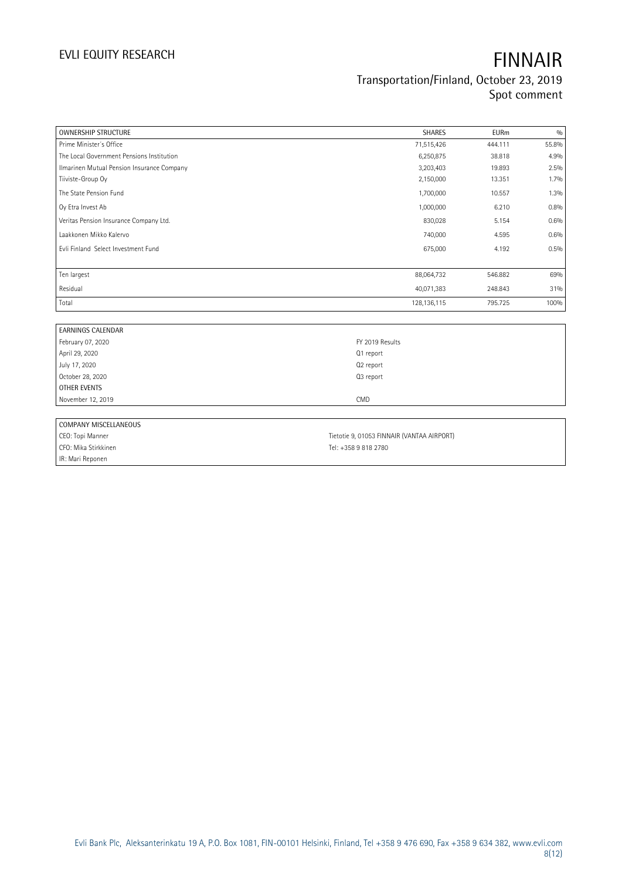| OWNERSHIP STRUCTURE | SHARES | EURm | % |
|---|---|---|---|
| Prime Minister´s Office | 71,515,426 | 444.111 | 55.8% |
| The Local Government Pensions Institution | 6,250,875 | 38.818 | 4.9% |
| Ilmarinen Mutual Pension Insurance Company | 3,203,403 | 19.893 | 2.5% |
| Tiiviste-Group Oy | 2,150,000 | 13.351 | 1.7% |
| The State Pension Fund | 1,700,000 | 10.557 | 1.3% |
| Oy Etra Invest Ab | 1,000,000 | 6.210 | 0.8% |
| Veritas Pension Insurance Company Ltd. | 830,028 | 5.154 | 0.6% |
| Laakkonen Mikko Kalervo | 740,000 | 4.595 | 0.6% |
| Evli Finland Select Investment Fund | 675,000 | 4.192 | 0.5% |
| | | | |
| Ten largest | 88,064,732 | 546.882 | 69% |
| Residual | 40,071,383 | 248.843 | 31% |
| Total | 128,136,115 | 795.725 | 100% |

| EARNINGS CALENDAR | |
|---|---|
| February 07, 2020 | FY 2019 Results |
| April 29, 2020 | Q1 report |
| July 17, 2020 | Q2 report |
| October 28, 2020 | Q3 report |
| OTHER EVENTS | |
| November 12, 2019 | CMD |

| COMPANY MISCELLANEOUS | |
|---|---|
| CEO: Topi Manner | Tietotie 9, 01053 FINNAIR (VANTAA AIRPORT) |
| CFO: Mika Stirkkinen | Tel: +358 9 818 2780 |
| IR: Mari Reponen | |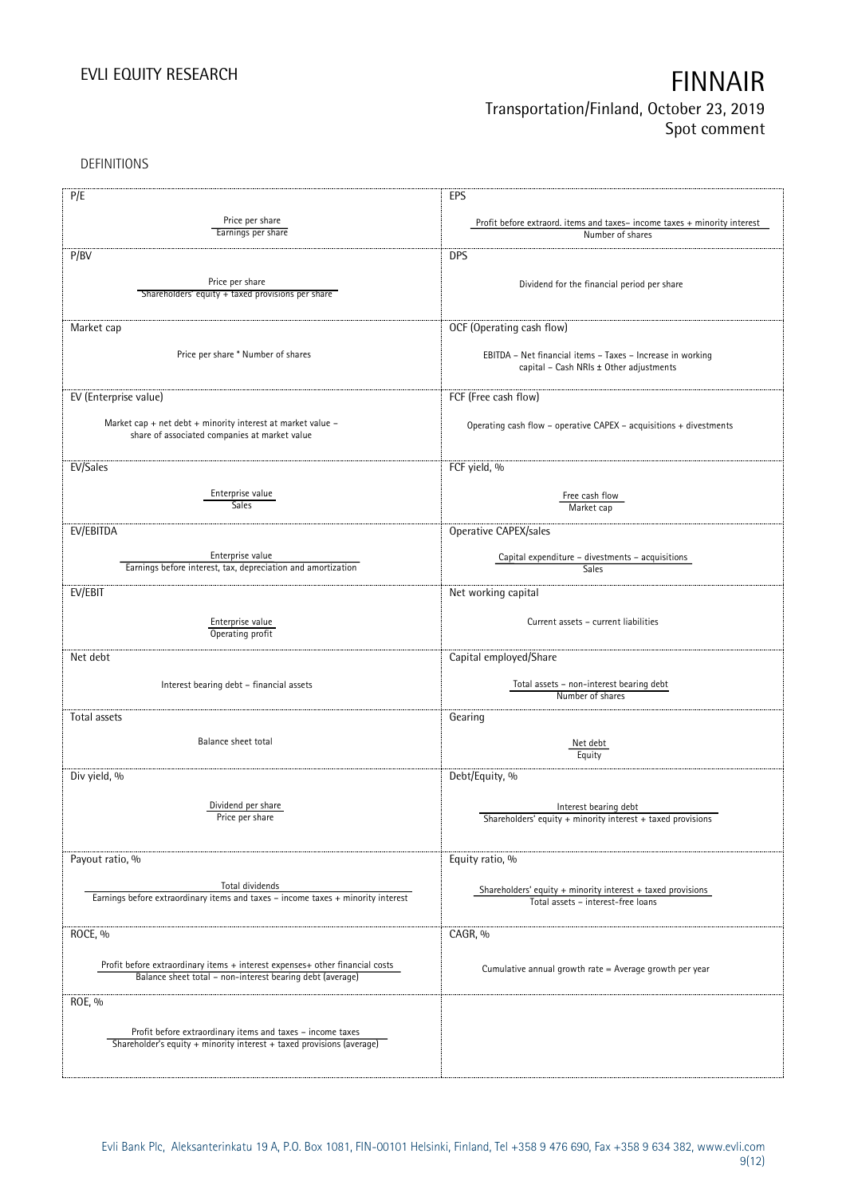DEFINITIONS

| P/E | EPS |
|---|---|
| Price per share / Earnings per share | Profit before extraord. items and taxes– income taxes + minority interest / Number of shares |
| **P/BV** | **DPS** |
| Price per share / Shareholders' equity + taxed provisions per share | Dividend for the financial period per share |
| **Market cap** | **OCF (Operating cash flow)** |
| Price per share * Number of shares | EBITDA – Net financial items – Taxes – Increase in working capital – Cash NRIs ± Other adjustments |
| **EV (Enterprise value)** | **FCF (Free cash flow)** |
| Market cap + net debt + minority interest at market value – share of associated companies at market value | Operating cash flow – operative CAPEX – acquisitions + divestments |
| **EV/Sales** | **FCF yield, %** |
| Enterprise value / Sales | Free cash flow / Market cap |
| **EV/EBITDA** | **Operative CAPEX/sales** |
| Enterprise value / Earnings before interest, tax, depreciation and amortization | Capital expenditure – divestments – acquisitions / Sales |
| **EV/EBIT** | **Net working capital** |
| Enterprise value / Operating profit | Current assets – current liabilities |
| **Net debt** | **Capital employed/Share** |
| Interest bearing debt – financial assets | Total assets – non-interest bearing debt / Number of shares |
| **Total assets** | **Gearing** |
| Balance sheet total | Net debt / Equity |
| **Div yield, %** | **Debt/Equity, %** |
| Dividend per share / Price per share | Interest bearing debt / Shareholders' equity + minority interest + taxed provisions |
| **Payout ratio, %** | **Equity ratio, %** |
| Total dividends / Earnings before extraordinary items and taxes – income taxes + minority interest | Shareholders' equity + minority interest + taxed provisions / Total assets – interest-free loans |
| **ROCE, %** | **CAGR, %** |
| Profit before extraordinary items + interest expenses+ other financial costs / Balance sheet total – non-interest bearing debt (average) | Cumulative annual growth rate = Average growth per year |
| **ROE, %** | |
| Profit before extraordinary items and taxes – income taxes / Shareholder's equity + minority interest + taxed provisions (average) | |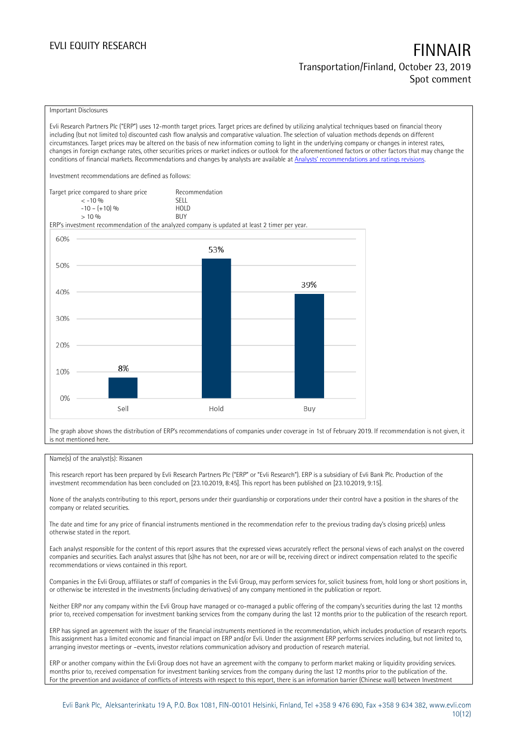Important Disclosures

Evli Research Partners Plc ("ERP") uses 12-month target prices. Target prices are defined by utilizing analytical techniques based on financial theory including (but not limited to) discounted cash flow analysis and comparative valuation. The selection of valuation methods depends on different circumstances. Target prices may be altered on the basis of new information coming to light in the underlying company or changes in interest rates, changes in foreign exchange rates, other securities prices or market indices or outlook for the aforementioned factors or other factors that may change the conditions of financial markets. Recommendations and changes by analysts are available at Analysts' recommendations and ratings revisions.

Investment recommendations are defined as follows:

| Target price compared to share price | Recommendation |
|---|---|
| < -10 % | SELL |
| -10 – (+10) % | HOLD |
| > 10 % | BUY |

ERP's investment recommendation of the analyzed company is updated at least 2 timer per year.

| | Sell | Hold | Buy |
|---|---|---|---|
| Share of recommendations | 8% | 53% | 39% |

The graph above shows the distribution of ERP's recommendations of companies under coverage in 1st of February 2019. If recommendation is not given, it is not mentioned here.

Name(s) of the analyst(s): Rissanen

This research report has been prepared by Evli Research Partners Plc ("ERP" or "Evli Research"). ERP is a subsidiary of Evli Bank Plc. Production of the investment recommendation has been concluded on [23.10.2019, 8:45]. This report has been published on [23.10.2019, 9:15].

None of the analysts contributing to this report, persons under their guardianship or corporations under their control have a position in the shares of the company or related securities.

The date and time for any price of financial instruments mentioned in the recommendation refer to the previous trading day's closing price(s) unless otherwise stated in the report.

Each analyst responsible for the content of this report assures that the expressed views accurately reflect the personal views of each analyst on the covered companies and securities. Each analyst assures that (s)he has not been, nor are or will be, receiving direct or indirect compensation related to the specific recommendations or views contained in this report.

Companies in the Evli Group, affiliates or staff of companies in the Evli Group, may perform services for, solicit business from, hold long or short positions in, or otherwise be interested in the investments (including derivatives) of any company mentioned in the publication or report.

Neither ERP nor any company within the Evli Group have managed or co-managed a public offering of the company's securities during the last 12 months prior to, received compensation for investment banking services from the company during the last 12 months prior to the publication of the research report.

ERP has signed an agreement with the issuer of the financial instruments mentioned in the recommendation, which includes production of research reports. This assignment has a limited economic and financial impact on ERP and/or Evli. Under the assignment ERP performs services including, but not limited to, arranging investor meetings or –events, investor relations communication advisory and production of research material.

ERP or another company within the Evli Group does not have an agreement with the company to perform market making or liquidity providing services. months prior to, received compensation for investment banking services from the company during the last 12 months prior to the publication of the.
For the prevention and avoidance of conflicts of interests with respect to this report, there is an information barrier (Chinese wall) between Investment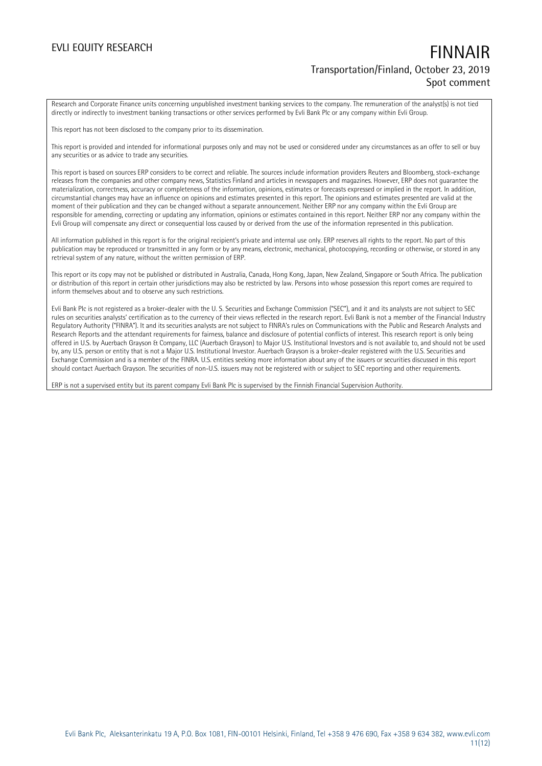Research and Corporate Finance units concerning unpublished investment banking services to the company. The remuneration of the analyst(s) is not tied directly or indirectly to investment banking transactions or other services performed by Evli Bank Plc or any company within Evli Group.

This report has not been disclosed to the company prior to its dissemination.

This report is provided and intended for informational purposes only and may not be used or considered under any circumstances as an offer to sell or buy any securities or as advice to trade any securities.

This report is based on sources ERP considers to be correct and reliable. The sources include information providers Reuters and Bloomberg, stock-exchange releases from the companies and other company news, Statistics Finland and articles in newspapers and magazines. However, ERP does not guarantee the materialization, correctness, accuracy or completeness of the information, opinions, estimates or forecasts expressed or implied in the report. In addition, circumstantial changes may have an influence on opinions and estimates presented in this report. The opinions and estimates presented are valid at the moment of their publication and they can be changed without a separate announcement. Neither ERP nor any company within the Evli Group are responsible for amending, correcting or updating any information, opinions or estimates contained in this report. Neither ERP nor any company within the Evli Group will compensate any direct or consequential loss caused by or derived from the use of the information represented in this publication.

All information published in this report is for the original recipient's private and internal use only. ERP reserves all rights to the report. No part of this publication may be reproduced or transmitted in any form or by any means, electronic, mechanical, photocopying, recording or otherwise, or stored in any retrieval system of any nature, without the written permission of ERP.

This report or its copy may not be published or distributed in Australia, Canada, Hong Kong, Japan, New Zealand, Singapore or South Africa. The publication or distribution of this report in certain other jurisdictions may also be restricted by law. Persons into whose possession this report comes are required to inform themselves about and to observe any such restrictions.

Evli Bank Plc is not registered as a broker-dealer with the U. S. Securities and Exchange Commission ("SEC"), and it and its analysts are not subject to SEC rules on securities analysts' certification as to the currency of their views reflected in the research report. Evli Bank is not a member of the Financial Industry Regulatory Authority ("FINRA"). It and its securities analysts are not subject to FINRA's rules on Communications with the Public and Research Analysts and Research Reports and the attendant requirements for fairness, balance and disclosure of potential conflicts of interest. This research report is only being offered in U.S. by Auerbach Grayson & Company, LLC (Auerbach Grayson) to Major U.S. Institutional Investors and is not available to, and should not be used by, any U.S. person or entity that is not a Major U.S. Institutional Investor. Auerbach Grayson is a broker-dealer registered with the U.S. Securities and Exchange Commission and is a member of the FINRA. U.S. entities seeking more information about any of the issuers or securities discussed in this report should contact Auerbach Grayson. The securities of non-U.S. issuers may not be registered with or subject to SEC reporting and other requirements.

ERP is not a supervised entity but its parent company Evli Bank Plc is supervised by the Finnish Financial Supervision Authority.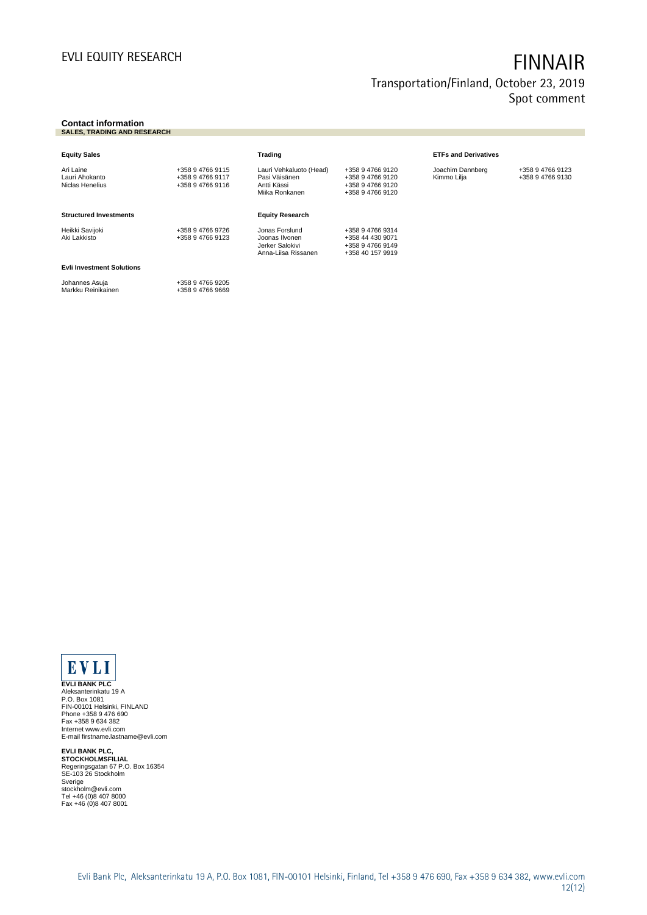**Contact information**

**SALES, TRADING AND RESEARCH**

**Equity Sales**

| | |
|---|---|
| Ari Laine | +358 9 4766 9115 |
| Lauri Ahokanto | +358 9 4766 9117 |
| Niclas Henelius | +358 9 4766 9116 |

**Trading**

| | |
|---|---|
| Lauri Vehkaluoto (Head) | +358 9 4766 9120 |
| Pasi Väisänen | +358 9 4766 9120 |
| Antti Kässi | +358 9 4766 9120 |
| Miika Ronkanen | +358 9 4766 9120 |

**ETFs and Derivatives**

| | |
|---|---|
| Joachim Dannberg | +358 9 4766 9123 |
| Kimmo Lilja | +358 9 4766 9130 |

**Structured Investments**

| | |
|---|---|
| Heikki Savijoki | +358 9 4766 9726 |
| Aki Lakkisto | +358 9 4766 9123 |

**Equity Research**

| | |
|---|---|
| Jonas Forslund | +358 9 4766 9314 |
| Joonas Ilvonen | +358 44 430 9071 |
| Jerker Salokivi | +358 9 4766 9149 |
| Anna-Liisa Rissanen | +358 40 157 9919 |

**Evli Investment Solutions**

| | |
|---|---|
| Johannes Asuja | +358 9 4766 9205 |
| Markku Reinikainen | +358 9 4766 9669 |

**EVLI BANK PLC**
Aleksanterinkatu 19 A
P.O. Box 1081
FIN-00101 Helsinki, FINLAND
Phone +358 9 476 690
Fax +358 9 634 382
Internet www.evli.com
E-mail firstname.lastname@evli.com

**EVLI BANK PLC, STOCKHOLMSFILIAL**
Regeringsgatan 67 P.O. Box 16354
SE-103 26 Stockholm
Sverige
stockholm@evli.com
Tel +46 (0)8 407 8000
Fax +46 (0)8 407 8001